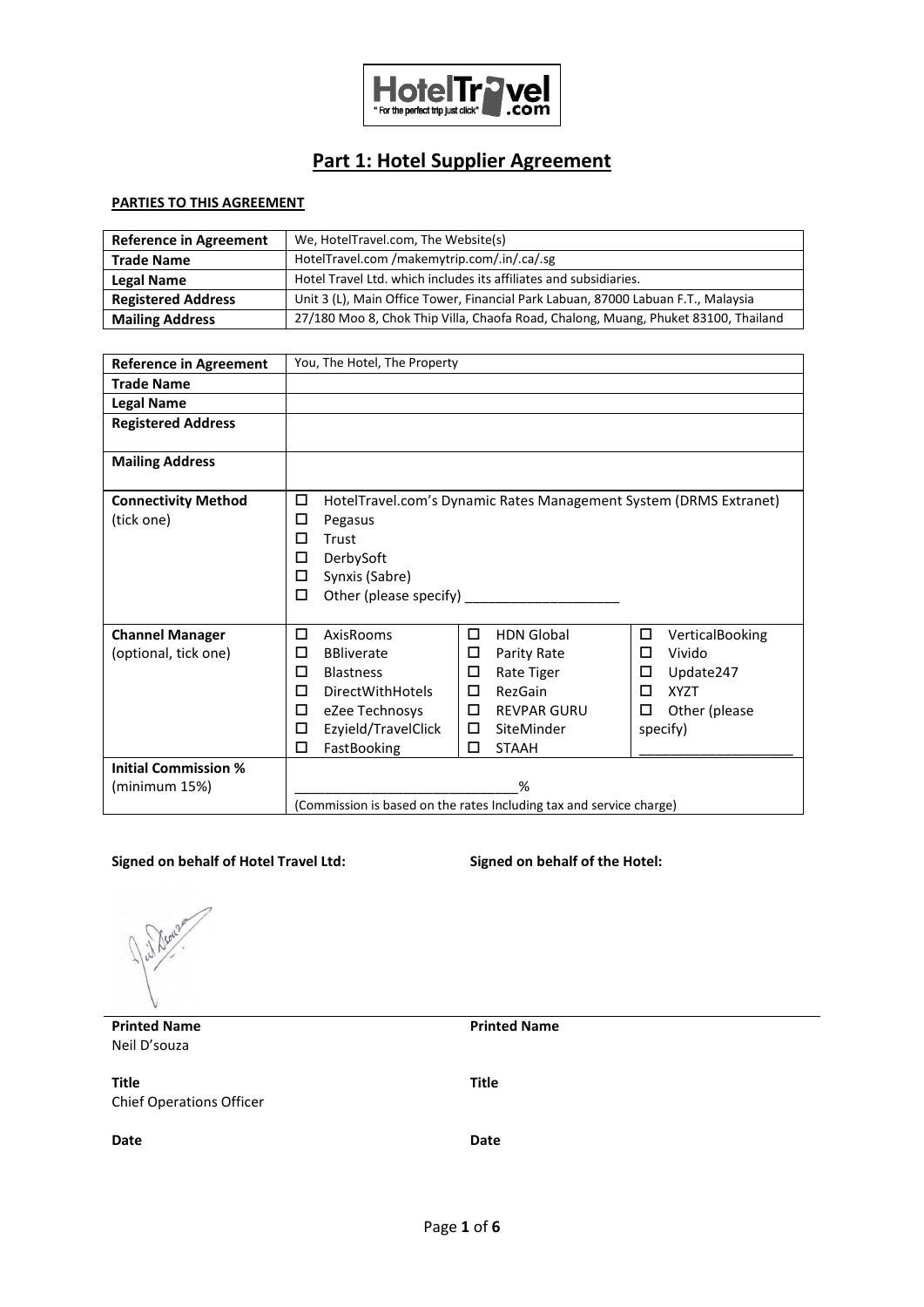# Part 1: Hotel Supplier Agreement

**PARTIES TO THIS AGREEMENT**

| Reference in Agreement | We, HotelTravel.com, The Website(s) |
|---|---|
| **Trade Name** | HotelTravel.com /makemytrip.com/.in/.ca/.sg |
| **Legal Name** | Hotel Travel Ltd. which includes its affiliates and subsidiaries. |
| **Registered Address** | Unit 3 (L), Main Office Tower, Financial Park Labuan, 87000 Labuan F.T., Malaysia |
| **Mailing Address** | 27/180 Moo 8, Chok Thip Villa, Chaofa Road, Chalong, Muang, Phuket 83100, Thailand |

| Reference in Agreement | You, The Hotel, The Property | | |
|---|---|---|---|
| **Trade Name** | | | |
| **Legal Name** | | | |
| **Registered Address** | | | |
| **Mailing Address** | | | |
| **Connectivity Method** (tick one) | ☐ HotelTravel.com's Dynamic Rates Management System (DRMS Extranet)<br>☐ Pegasus<br>☐ Trust<br>☐ DerbySoft<br>☐ Synxis (Sabre)<br>☐ Other (please specify) ____________________ | | |
| **Channel Manager** (optional, tick one) | ☐ AxisRooms<br>☐ BBliverate<br>☐ Blastness<br>☐ DirectWithHotels<br>☐ eZee Technosys<br>☐ Ezyield/TravelClick<br>☐ FastBooking | ☐ HDN Global<br>☐ Parity Rate<br>☐ Rate Tiger<br>☐ RezGain<br>☐ REVPAR GURU<br>☐ SiteMinder<br>☐ STAAH | ☐ VerticalBooking<br>☐ Vivido<br>☐ Update247<br>☐ XYZT<br>☐ Other (please specify) ____________________ |
| **Initial Commission %** (minimum 15%) | ____________________________%<br>(Commission is based on the rates Including tax and service charge) | | |

**Signed on behalf of Hotel Travel Ltd:**

**Printed Name**
Neil D'souza

**Title**
Chief Operations Officer

**Date**

**Signed on behalf of the Hotel:**

**Printed Name**

**Title**

**Date**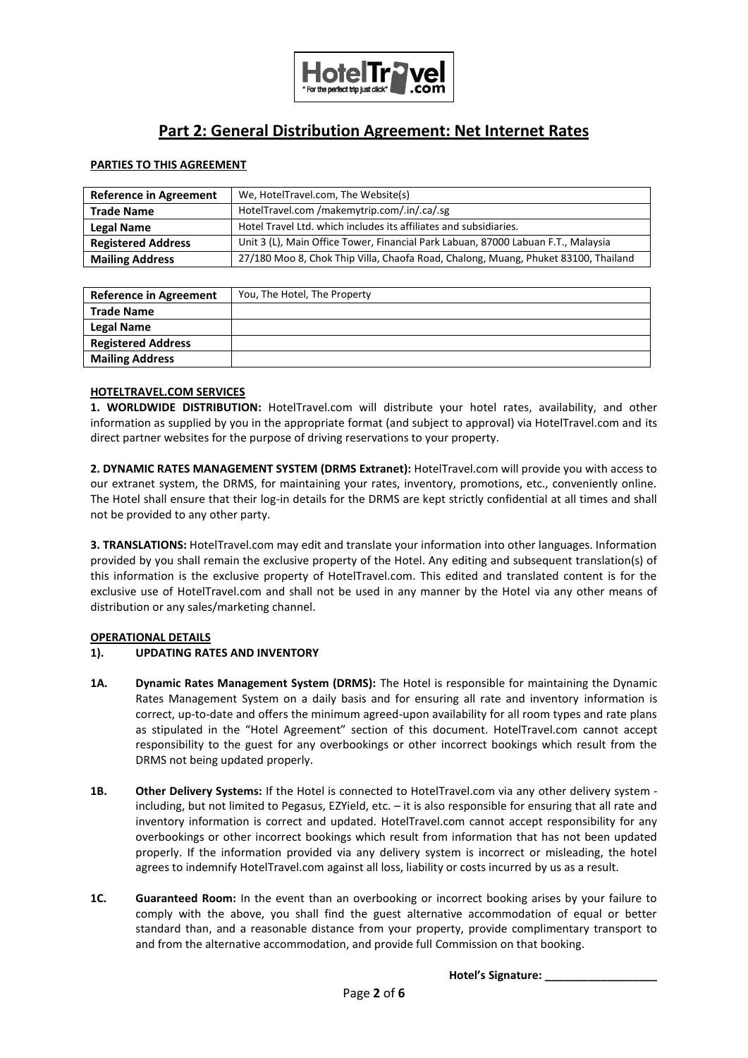# Part 2: General Distribution Agreement: Net Internet Rates

**PARTIES TO THIS AGREEMENT**

| Reference in Agreement | We, HotelTravel.com, The Website(s) |
|---|---|
| **Trade Name** | HotelTravel.com /makemytrip.com/.in/.ca/.sg |
| **Legal Name** | Hotel Travel Ltd. which includes its affiliates and subsidiaries. |
| **Registered Address** | Unit 3 (L), Main Office Tower, Financial Park Labuan, 87000 Labuan F.T., Malaysia |
| **Mailing Address** | 27/180 Moo 8, Chok Thip Villa, Chaofa Road, Chalong, Muang, Phuket 83100, Thailand |

| Reference in Agreement | You, The Hotel, The Property |
|---|---|
| **Trade Name** | |
| **Legal Name** | |
| **Registered Address** | |
| **Mailing Address** | |

**HOTELTRAVEL.COM SERVICES**

**1. WORLDWIDE DISTRIBUTION:** HotelTravel.com will distribute your hotel rates, availability, and other information as supplied by you in the appropriate format (and subject to approval) via HotelTravel.com and its direct partner websites for the purpose of driving reservations to your property.

**2. DYNAMIC RATES MANAGEMENT SYSTEM (DRMS Extranet):** HotelTravel.com will provide you with access to our extranet system, the DRMS, for maintaining your rates, inventory, promotions, etc., conveniently online. The Hotel shall ensure that their log-in details for the DRMS are kept strictly confidential at all times and shall not be provided to any other party.

**3. TRANSLATIONS:** HotelTravel.com may edit and translate your information into other languages. Information provided by you shall remain the exclusive property of the Hotel. Any editing and subsequent translation(s) of this information is the exclusive property of HotelTravel.com. This edited and translated content is for the exclusive use of HotelTravel.com and shall not be used in any manner by the Hotel via any other means of distribution or any sales/marketing channel.

**OPERATIONAL DETAILS**

**1). UPDATING RATES AND INVENTORY**

**1A. Dynamic Rates Management System (DRMS):** The Hotel is responsible for maintaining the Dynamic Rates Management System on a daily basis and for ensuring all rate and inventory information is correct, up-to-date and offers the minimum agreed-upon availability for all room types and rate plans as stipulated in the "Hotel Agreement" section of this document. HotelTravel.com cannot accept responsibility to the guest for any overbookings or other incorrect bookings which result from the DRMS not being updated properly.

**1B. Other Delivery Systems:** If the Hotel is connected to HotelTravel.com via any other delivery system - including, but not limited to Pegasus, EZYield, etc. – it is also responsible for ensuring that all rate and inventory information is correct and updated. HotelTravel.com cannot accept responsibility for any overbookings or other incorrect bookings which result from information that has not been updated properly. If the information provided via any delivery system is incorrect or misleading, the hotel agrees to indemnify HotelTravel.com against all loss, liability or costs incurred by us as a result.

**1C. Guaranteed Room:** In the event than an overbooking or incorrect booking arises by your failure to comply with the above, you shall find the guest alternative accommodation of equal or better standard than, and a reasonable distance from your property, provide complimentary transport to and from the alternative accommodation, and provide full Commission on that booking.

**Hotel's Signature: __________________**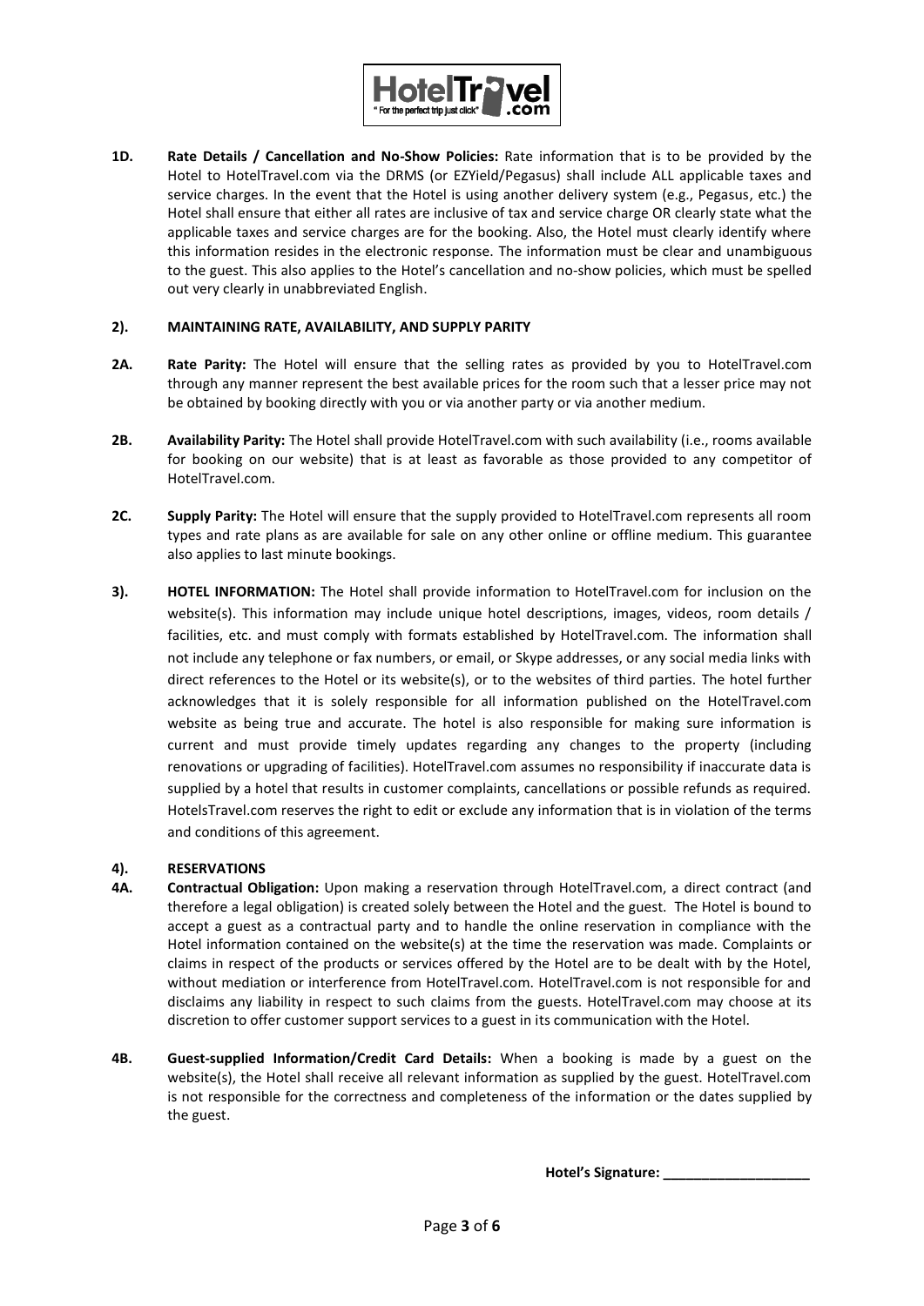**1D. Rate Details / Cancellation and No-Show Policies:** Rate information that is to be provided by the Hotel to HotelTravel.com via the DRMS (or EZYield/Pegasus) shall include ALL applicable taxes and service charges. In the event that the Hotel is using another delivery system (e.g., Pegasus, etc.) the Hotel shall ensure that either all rates are inclusive of tax and service charge OR clearly state what the applicable taxes and service charges are for the booking. Also, the Hotel must clearly identify where this information resides in the electronic response. The information must be clear and unambiguous to the guest. This also applies to the Hotel's cancellation and no-show policies, which must be spelled out very clearly in unabbreviated English.

## 2). MAINTAINING RATE, AVAILABILITY, AND SUPPLY PARITY

**2A. Rate Parity:** The Hotel will ensure that the selling rates as provided by you to HotelTravel.com through any manner represent the best available prices for the room such that a lesser price may not be obtained by booking directly with you or via another party or via another medium.

**2B. Availability Parity:** The Hotel shall provide HotelTravel.com with such availability (i.e., rooms available for booking on our website) that is at least as favorable as those provided to any competitor of HotelTravel.com.

**2C. Supply Parity:** The Hotel will ensure that the supply provided to HotelTravel.com represents all room types and rate plans as are available for sale on any other online or offline medium. This guarantee also applies to last minute bookings.

**3). HOTEL INFORMATION:** The Hotel shall provide information to HotelTravel.com for inclusion on the website(s). This information may include unique hotel descriptions, images, videos, room details / facilities, etc. and must comply with formats established by HotelTravel.com. The information shall not include any telephone or fax numbers, or email, or Skype addresses, or any social media links with direct references to the Hotel or its website(s), or to the websites of third parties. The hotel further acknowledges that it is solely responsible for all information published on the HotelTravel.com website as being true and accurate. The hotel is also responsible for making sure information is current and must provide timely updates regarding any changes to the property (including renovations or upgrading of facilities). HotelTravel.com assumes no responsibility if inaccurate data is supplied by a hotel that results in customer complaints, cancellations or possible refunds as required. HotelsTravel.com reserves the right to edit or exclude any information that is in violation of the terms and conditions of this agreement.

## 4). RESERVATIONS

**4A. Contractual Obligation:** Upon making a reservation through HotelTravel.com, a direct contract (and therefore a legal obligation) is created solely between the Hotel and the guest. The Hotel is bound to accept a guest as a contractual party and to handle the online reservation in compliance with the Hotel information contained on the website(s) at the time the reservation was made. Complaints or claims in respect of the products or services offered by the Hotel are to be dealt with by the Hotel, without mediation or interference from HotelTravel.com. HotelTravel.com is not responsible for and disclaims any liability in respect to such claims from the guests. HotelTravel.com may choose at its discretion to offer customer support services to a guest in its communication with the Hotel.

**4B. Guest-supplied Information/Credit Card Details:** When a booking is made by a guest on the website(s), the Hotel shall receive all relevant information as supplied by the guest. HotelTravel.com is not responsible for the correctness and completeness of the information or the dates supplied by the guest.

**Hotel's Signature: ___________________**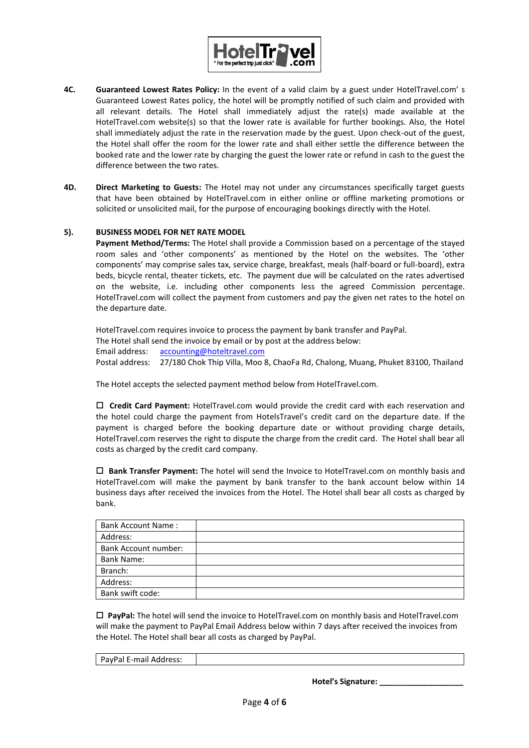**4C. Guaranteed Lowest Rates Policy:** In the event of a valid claim by a guest under HotelTravel.com' s Guaranteed Lowest Rates policy, the hotel will be promptly notified of such claim and provided with all relevant details. The Hotel shall immediately adjust the rate(s) made available at the HotelTravel.com website(s) so that the lower rate is available for further bookings. Also, the Hotel shall immediately adjust the rate in the reservation made by the guest. Upon check-out of the guest, the Hotel shall offer the room for the lower rate and shall either settle the difference between the booked rate and the lower rate by charging the guest the lower rate or refund in cash to the guest the difference between the two rates.

**4D. Direct Marketing to Guests:** The Hotel may not under any circumstances specifically target guests that have been obtained by HotelTravel.com in either online or offline marketing promotions or solicited or unsolicited mail, for the purpose of encouraging bookings directly with the Hotel.

### 5). BUSINESS MODEL FOR NET RATE MODEL

**Payment Method/Terms:** The Hotel shall provide a Commission based on a percentage of the stayed room sales and 'other components' as mentioned by the Hotel on the websites. The 'other components' may comprise sales tax, service charge, breakfast, meals (half-board or full-board), extra beds, bicycle rental, theater tickets, etc. The payment due will be calculated on the rates advertised on the website, i.e. including other components less the agreed Commission percentage. HotelTravel.com will collect the payment from customers and pay the given net rates to the hotel on the departure date.

HotelTravel.com requires invoice to process the payment by bank transfer and PayPal.
The Hotel shall send the invoice by email or by post at the address below:
Email address: accounting@hoteltravel.com
Postal address: 27/180 Chok Thip Villa, Moo 8, ChaoFa Rd, Chalong, Muang, Phuket 83100, Thailand

The Hotel accepts the selected payment method below from HotelTravel.com.

☐ **Credit Card Payment:** HotelTravel.com would provide the credit card with each reservation and the hotel could charge the payment from HotelsTravel's credit card on the departure date. If the payment is charged before the booking departure date or without providing charge details, HotelTravel.com reserves the right to dispute the charge from the credit card. The Hotel shall bear all costs as charged by the credit card company.

☐ **Bank Transfer Payment:** The hotel will send the Invoice to HotelTravel.com on monthly basis and HotelTravel.com will make the payment by bank transfer to the bank account below within 14 business days after received the invoices from the Hotel. The Hotel shall bear all costs as charged by bank.

| Bank Account Name : | |
|---|---|
| Address: | |
| Bank Account number: | |
| Bank Name: | |
| Branch: | |
| Address: | |
| Bank swift code: | |

☐ **PayPal:** The hotel will send the invoice to HotelTravel.com on monthly basis and HotelTravel.com will make the payment to PayPal Email Address below within 7 days after received the invoices from the Hotel. The Hotel shall bear all costs as charged by PayPal.

| PayPal E-mail Address: | |
|---|---|

**Hotel's Signature: ___________________**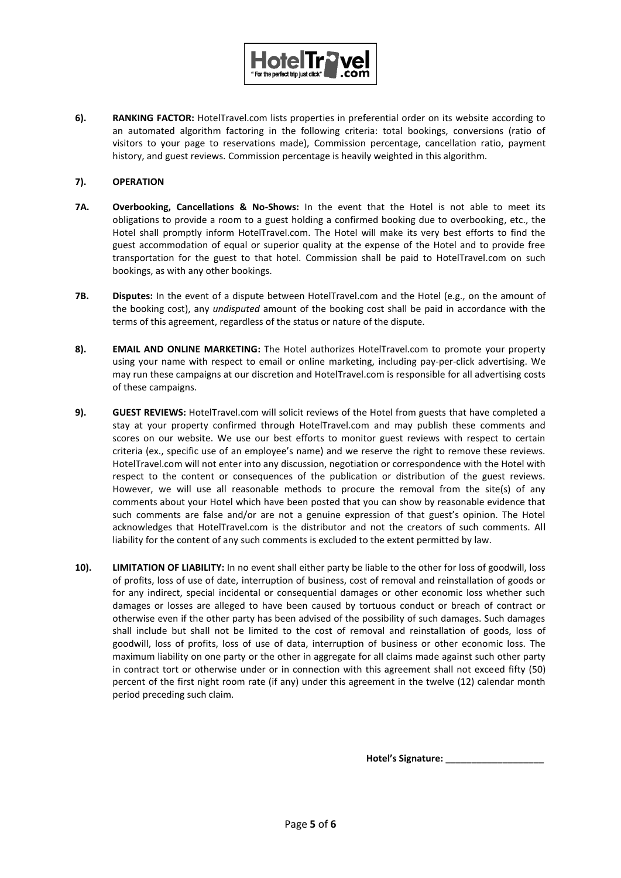**6). RANKING FACTOR:** HotelTravel.com lists properties in preferential order on its website according to an automated algorithm factoring in the following criteria: total bookings, conversions (ratio of visitors to your page to reservations made), Commission percentage, cancellation ratio, payment history, and guest reviews. Commission percentage is heavily weighted in this algorithm.

**7). OPERATION**

**7A. Overbooking, Cancellations & No-Shows:** In the event that the Hotel is not able to meet its obligations to provide a room to a guest holding a confirmed booking due to overbooking, etc., the Hotel shall promptly inform HotelTravel.com. The Hotel will make its very best efforts to find the guest accommodation of equal or superior quality at the expense of the Hotel and to provide free transportation for the guest to that hotel. Commission shall be paid to HotelTravel.com on such bookings, as with any other bookings.

**7B. Disputes:** In the event of a dispute between HotelTravel.com and the Hotel (e.g., on the amount of the booking cost), any *undisputed* amount of the booking cost shall be paid in accordance with the terms of this agreement, regardless of the status or nature of the dispute.

**8). EMAIL AND ONLINE MARKETING:** The Hotel authorizes HotelTravel.com to promote your property using your name with respect to email or online marketing, including pay-per-click advertising. We may run these campaigns at our discretion and HotelTravel.com is responsible for all advertising costs of these campaigns.

**9). GUEST REVIEWS:** HotelTravel.com will solicit reviews of the Hotel from guests that have completed a stay at your property confirmed through HotelTravel.com and may publish these comments and scores on our website. We use our best efforts to monitor guest reviews with respect to certain criteria (ex., specific use of an employee's name) and we reserve the right to remove these reviews. HotelTravel.com will not enter into any discussion, negotiation or correspondence with the Hotel with respect to the content or consequences of the publication or distribution of the guest reviews. However, we will use all reasonable methods to procure the removal from the site(s) of any comments about your Hotel which have been posted that you can show by reasonable evidence that such comments are false and/or are not a genuine expression of that guest's opinion. The Hotel acknowledges that HotelTravel.com is the distributor and not the creators of such comments. All liability for the content of any such comments is excluded to the extent permitted by law.

**10). LIMITATION OF LIABILITY:** In no event shall either party be liable to the other for loss of goodwill, loss of profits, loss of use of date, interruption of business, cost of removal and reinstallation of goods or for any indirect, special incidental or consequential damages or other economic loss whether such damages or losses are alleged to have been caused by tortuous conduct or breach of contract or otherwise even if the other party has been advised of the possibility of such damages. Such damages shall include but shall not be limited to the cost of removal and reinstallation of goods, loss of goodwill, loss of profits, loss of use of data, interruption of business or other economic loss. The maximum liability on one party or the other in aggregate for all claims made against such other party in contract tort or otherwise under or in connection with this agreement shall not exceed fifty (50) percent of the first night room rate (if any) under this agreement in the twelve (12) calendar month period preceding such claim.

**Hotel's Signature: ___________________**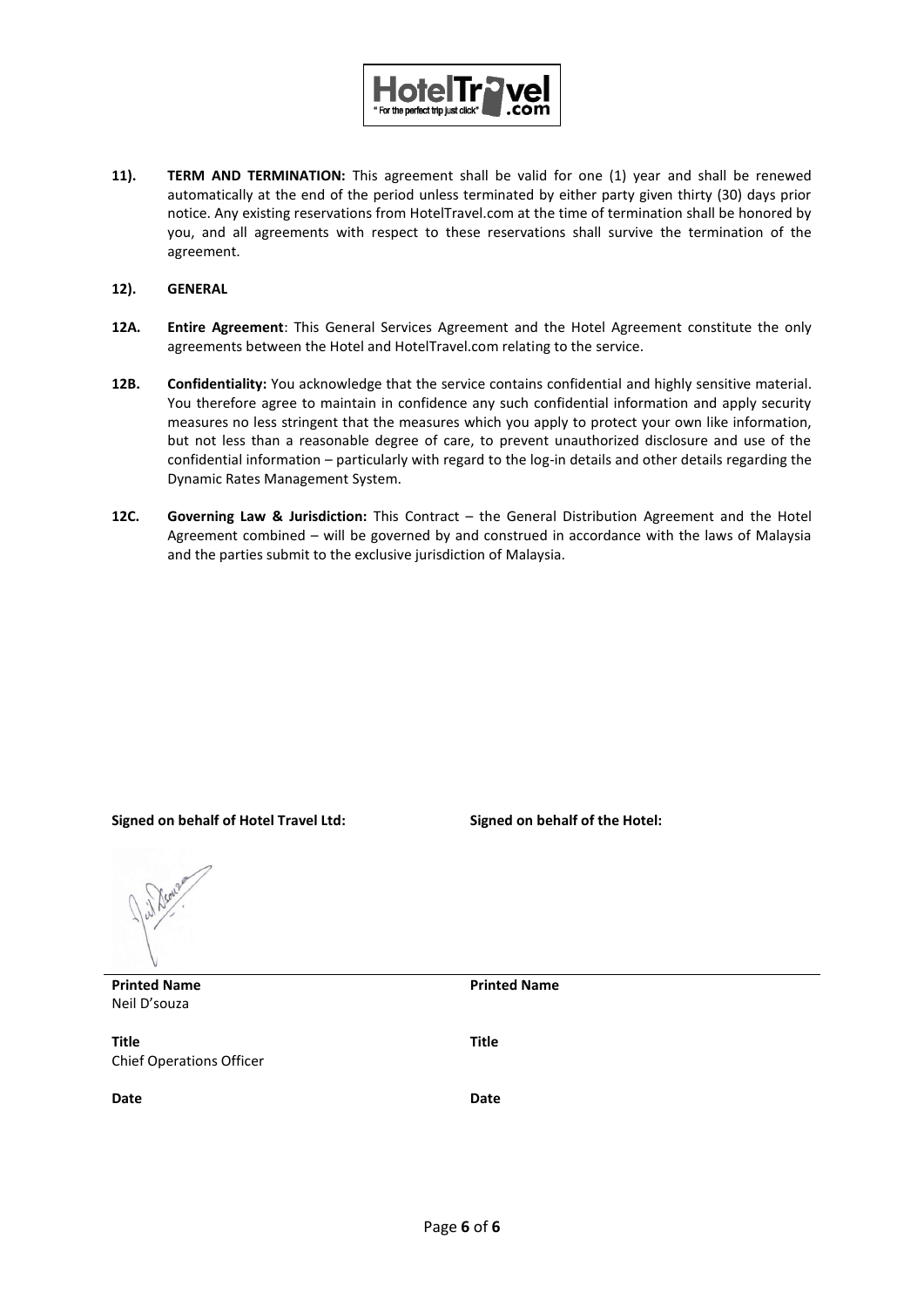**11). TERM AND TERMINATION:** This agreement shall be valid for one (1) year and shall be renewed automatically at the end of the period unless terminated by either party given thirty (30) days prior notice. Any existing reservations from HotelTravel.com at the time of termination shall be honored by you, and all agreements with respect to these reservations shall survive the termination of the agreement.

**12). GENERAL**

**12A. Entire Agreement**: This General Services Agreement and the Hotel Agreement constitute the only agreements between the Hotel and HotelTravel.com relating to the service.

**12B. Confidentiality:** You acknowledge that the service contains confidential and highly sensitive material. You therefore agree to maintain in confidence any such confidential information and apply security measures no less stringent that the measures which you apply to protect your own like information, but not less than a reasonable degree of care, to prevent unauthorized disclosure and use of the confidential information – particularly with regard to the log-in details and other details regarding the Dynamic Rates Management System.

**12C. Governing Law & Jurisdiction:** This Contract – the General Distribution Agreement and the Hotel Agreement combined – will be governed by and construed in accordance with the laws of Malaysia and the parties submit to the exclusive jurisdiction of Malaysia.

| **Signed on behalf of Hotel Travel Ltd:** | **Signed on behalf of the Hotel:** |
|---|---|
| **Printed Name** | **Printed Name** |
| Neil D'souza | |
| **Title** | **Title** |
| Chief Operations Officer | |
| **Date** | **Date** |